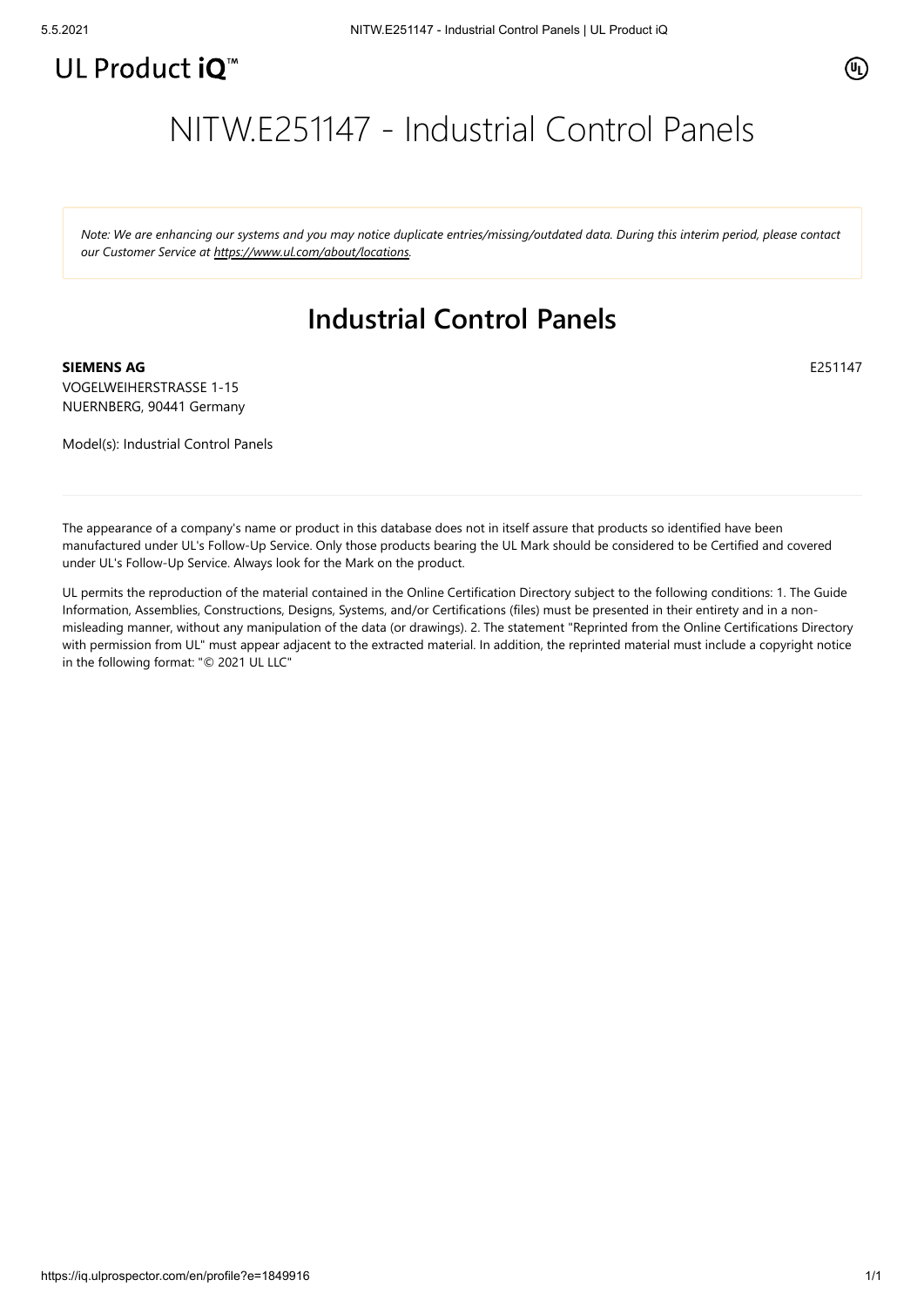UL Product iQ™

# NITW.E251147 - Industrial Control Panels

*Note: We are enhancing our systems and you may notice duplicate entries/missing/outdated data. During this interim period, please contact our Customer Service at https://www.ul.com/about/locations.*

## Industrial Control Panels

**SIEMENS AG** E251147
VOGELWEIHERSTRASSE 1-15
NUERNBERG, 90441 Germany

Model(s): Industrial Control Panels

---

The appearance of a company's name or product in this database does not in itself assure that products so identified have been manufactured under UL's Follow-Up Service. Only those products bearing the UL Mark should be considered to be Certified and covered under UL's Follow-Up Service. Always look for the Mark on the product.

UL permits the reproduction of the material contained in the Online Certification Directory subject to the following conditions: 1. The Guide Information, Assemblies, Constructions, Designs, Systems, and/or Certifications (files) must be presented in their entirety and in a non-misleading manner, without any manipulation of the data (or drawings). 2. The statement "Reprinted from the Online Certifications Directory with permission from UL" must appear adjacent to the extracted material. In addition, the reprinted material must include a copyright notice in the following format: "© 2021 UL LLC"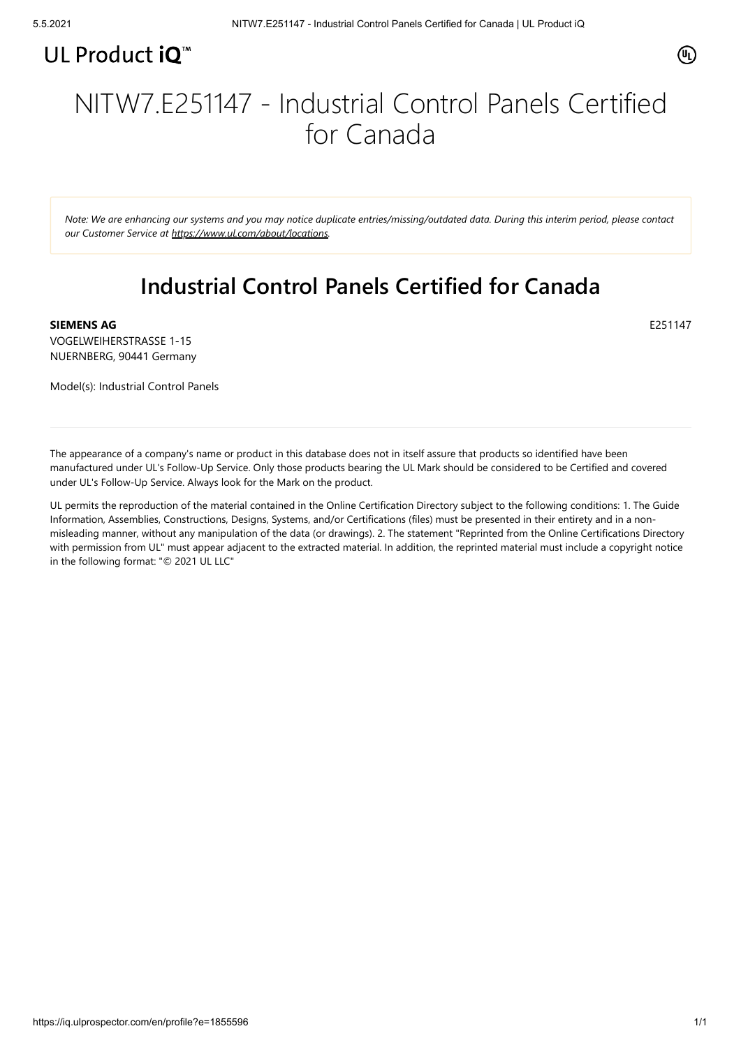UL Product iQ™

# NITW7.E251147 - Industrial Control Panels Certified for Canada

*Note: We are enhancing our systems and you may notice duplicate entries/missing/outdated data. During this interim period, please contact our Customer Service at https://www.ul.com/about/locations.*

## Industrial Control Panels Certified for Canada

**SIEMENS AG**
VOGELWEIHERSTRASSE 1-15
NUERNBERG, 90441 Germany

E251147

Model(s): Industrial Control Panels

---

The appearance of a company's name or product in this database does not in itself assure that products so identified have been manufactured under UL's Follow-Up Service. Only those products bearing the UL Mark should be considered to be Certified and covered under UL's Follow-Up Service. Always look for the Mark on the product.

UL permits the reproduction of the material contained in the Online Certification Directory subject to the following conditions: 1. The Guide Information, Assemblies, Constructions, Designs, Systems, and/or Certifications (files) must be presented in their entirety and in a non-misleading manner, without any manipulation of the data (or drawings). 2. The statement "Reprinted from the Online Certifications Directory with permission from UL" must appear adjacent to the extracted material. In addition, the reprinted material must include a copyright notice in the following format: "© 2021 UL LLC"